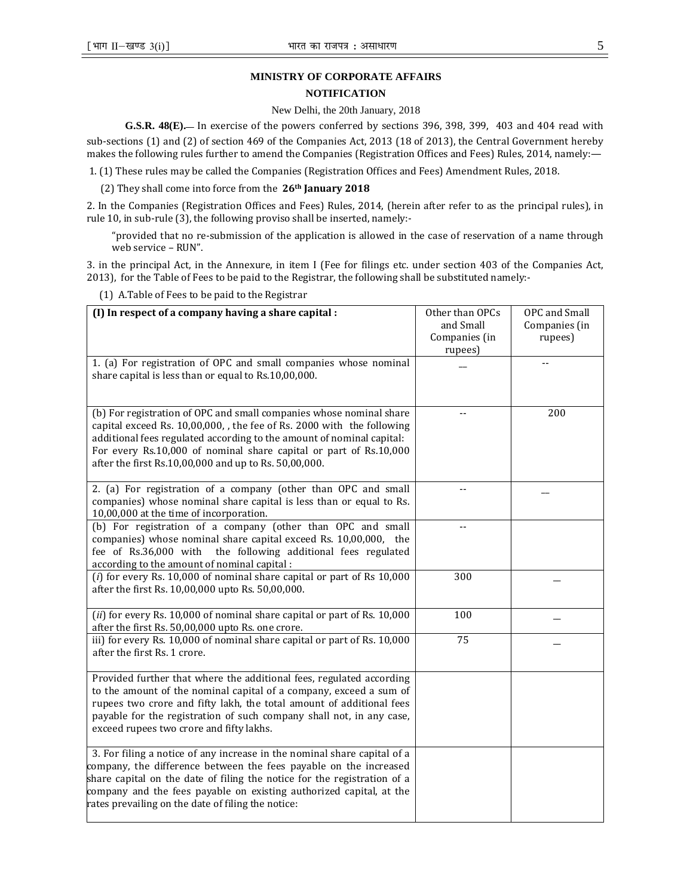## MINISTRY OF CORPORATE AFFAIRS

## NOTIFICATION

New Delhi, the 20th January, 2018

**G.S.R. 48(E).**— In exercise of the powers conferred by sections 396, 398, 399, 403 and 404 read with sub-sections (1) and (2) of section 469 of the Companies Act, 2013 (18 of 2013), the Central Government hereby makes the following rules further to amend the Companies (Registration Offices and Fees) Rules, 2014, namely:—

1. (1) These rules may be called the Companies (Registration Offices and Fees) Amendment Rules, 2018.

(2) They shall come into force from the **26th January 2018**

2. In the Companies (Registration Offices and Fees) Rules, 2014, (herein after refer to as the principal rules), in rule 10, in sub-rule (3), the following proviso shall be inserted, namely:-

"provided that no re-submission of the application is allowed in the case of reservation of a name through web service – RUN".

3. in the principal Act, in the Annexure, in item I (Fee for filings etc. under section 403 of the Companies Act, 2013), for the Table of Fees to be paid to the Registrar, the following shall be substituted namely:-

(1) A.Table of Fees to be paid to the Registrar

| **(I) In respect of a company having a share capital :** | Other than OPCs and Small Companies (in rupees) | OPC and Small Companies (in rupees) |
|---|---|---|
| 1. (a) For registration of OPC and small companies whose nominal share capital is less than or equal to Rs.10,00,000. | __ | -- |
| (b) For registration of OPC and small companies whose nominal share capital exceed Rs. 10,00,000, , the fee of Rs. 2000 with the following additional fees regulated according to the amount of nominal capital: For every Rs.10,000 of nominal share capital or part of Rs.10,000 after the first Rs.10,00,000 and up to Rs. 50,00,000. | -- | 200 |
| 2. (a) For registration of a company (other than OPC and small companies) whose nominal share capital is less than or equal to Rs. 10,00,000 at the time of incorporation. | -- | __ |
| (b) For registration of a company (other than OPC and small companies) whose nominal share capital exceed Rs. 10,00,000, the fee of Rs.36,000 with the following additional fees regulated according to the amount of nominal capital : | -- | |
| (*i*) for every Rs. 10,000 of nominal share capital or part of Rs 10,000 after the first Rs. 10,00,000 upto Rs. 50,00,000. | 300 | __ |
| (*ii*) for every Rs. 10,000 of nominal share capital or part of Rs. 10,000 after the first Rs. 50,00,000 upto Rs. one crore. | 100 | __ |
| iii) for every Rs. 10,000 of nominal share capital or part of Rs. 10,000 after the first Rs. 1 crore. | 75 | __ |
| Provided further that where the additional fees, regulated according to the amount of the nominal capital of a company, exceed a sum of rupees two crore and fifty lakh, the total amount of additional fees payable for the registration of such company shall not, in any case, exceed rupees two crore and fifty lakhs. | | |
| 3. For filing a notice of any increase in the nominal share capital of a company, the difference between the fees payable on the increased share capital on the date of filing the notice for the registration of a company and the fees payable on existing authorized capital, at the rates prevailing on the date of filing the notice: | | |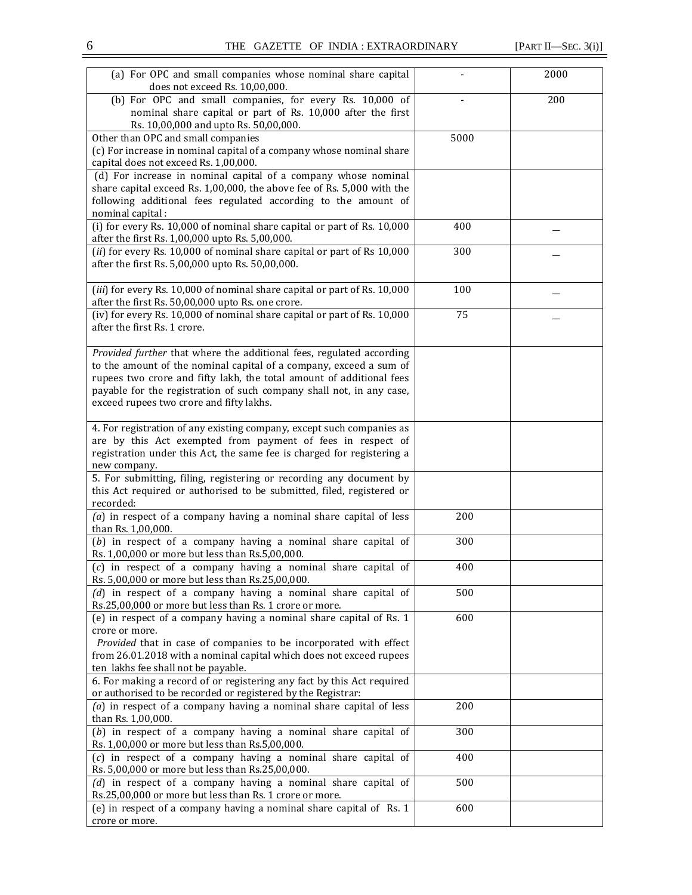| | | |
|---|---|---|
| (a) For OPC and small companies whose nominal share capital does not exceed Rs. 10,00,000. | - | 2000 |
| (b) For OPC and small companies, for every Rs. 10,000 of nominal share capital or part of Rs. 10,000 after the first Rs. 10,00,000 and upto Rs. 50,00,000. | - | 200 |
| Other than OPC and small companies<br>(c) For increase in nominal capital of a company whose nominal share capital does not exceed Rs. 1,00,000. | 5000 | |
| (d) For increase in nominal capital of a company whose nominal share capital exceed Rs. 1,00,000, the above fee of Rs. 5,000 with the following additional fees regulated according to the amount of nominal capital : | | |
| (i) for every Rs. 10,000 of nominal share capital or part of Rs. 10,000 after the first Rs. 1,00,000 upto Rs. 5,00,000. | 400 | _ |
| (*ii*) for every Rs. 10,000 of nominal share capital or part of Rs 10,000 after the first Rs. 5,00,000 upto Rs. 50,00,000. | 300 | _ |
| (*iii*) for every Rs. 10,000 of nominal share capital or part of Rs. 10,000 after the first Rs. 50,00,000 upto Rs. one crore. | 100 | _ |
| (iv) for every Rs. 10,000 of nominal share capital or part of Rs. 10,000 after the first Rs. 1 crore. | 75 | _ |
| *Provided further* that where the additional fees, regulated according to the amount of the nominal capital of a company, exceed a sum of rupees two crore and fifty lakh, the total amount of additional fees payable for the registration of such company shall not, in any case, exceed rupees two crore and fifty lakhs. | | |
| 4. For registration of any existing company, except such companies as are by this Act exempted from payment of fees in respect of registration under this Act, the same fee is charged for registering a new company. | | |
| 5. For submitting, filing, registering or recording any document by this Act required or authorised to be submitted, filed, registered or recorded: | | |
| *(a)* in respect of a company having a nominal share capital of less than Rs. 1,00,000. | 200 | |
| (*b*) in respect of a company having a nominal share capital of Rs. 1,00,000 or more but less than Rs.5,00,000. | 300 | |
| (*c*) in respect of a company having a nominal share capital of Rs. 5,00,000 or more but less than Rs.25,00,000. | 400 | |
| *(d)* in respect of a company having a nominal share capital of Rs.25,00,000 or more but less than Rs. 1 crore or more. | 500 | |
| (e) in respect of a company having a nominal share capital of Rs. 1 crore or more.<br>*Provided* that in case of companies to be incorporated with effect from 26.01.2018 with a nominal capital which does not exceed rupees ten lakhs fee shall not be payable. | 600 | |
| 6. For making a record of or registering any fact by this Act required or authorised to be recorded or registered by the Registrar: | | |
| *(a)* in respect of a company having a nominal share capital of less than Rs. 1,00,000. | 200 | |
| (*b*) in respect of a company having a nominal share capital of Rs. 1,00,000 or more but less than Rs.5,00,000. | 300 | |
| (*c*) in respect of a company having a nominal share capital of Rs. 5,00,000 or more but less than Rs.25,00,000. | 400 | |
| *(d)* in respect of a company having a nominal share capital of Rs.25,00,000 or more but less than Rs. 1 crore or more. | 500 | |
| (e) in respect of a company having a nominal share capital of Rs. 1 crore or more. | 600 | |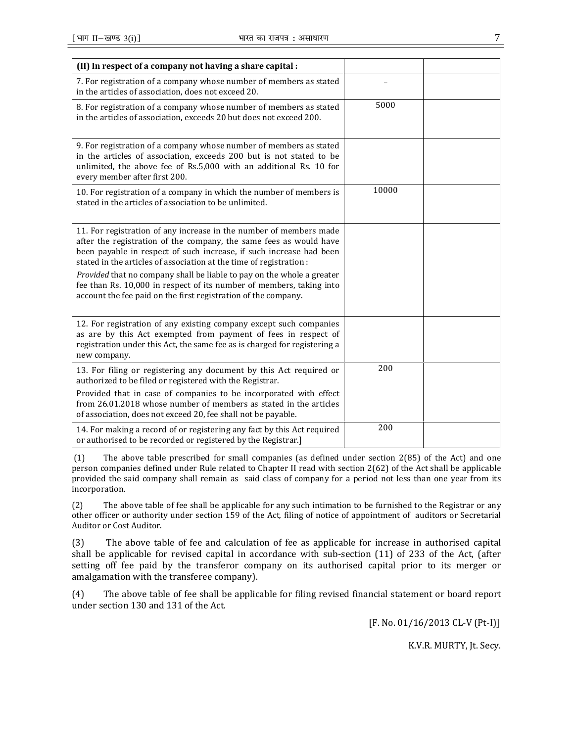| (II) In respect of a company not having a share capital : | | |
|---|---|---|
| 7. For registration of a company whose number of members as stated in the articles of association, does not exceed 20. | – | |
| 8. For registration of a company whose number of members as stated in the articles of association, exceeds 20 but does not exceed 200. | 5000 | |
| 9. For registration of a company whose number of members as stated in the articles of association, exceeds 200 but is not stated to be unlimited, the above fee of Rs.5,000 with an additional Rs. 10 for every member after first 200. | | |
| 10. For registration of a company in which the number of members is stated in the articles of association to be unlimited. | 10000 | |
| 11. For registration of any increase in the number of members made after the registration of the company, the same fees as would have been payable in respect of such increase, if such increase had been stated in the articles of association at the time of registration : *Provided* that no company shall be liable to pay on the whole a greater fee than Rs. 10,000 in respect of its number of members, taking into account the fee paid on the first registration of the company. | | |
| 12. For registration of any existing company except such companies as are by this Act exempted from payment of fees in respect of registration under this Act, the same fee as is charged for registering a new company. | | |
| 13. For filing or registering any document by this Act required or authorized to be filed or registered with the Registrar. Provided that in case of companies to be incorporated with effect from 26.01.2018 whose number of members as stated in the articles of association, does not exceed 20, fee shall not be payable. | 200 | |
| 14. For making a record of or registering any fact by this Act required or authorised to be recorded or registered by the Registrar.] | 200 | |

(1) The above table prescribed for small companies (as defined under section 2(85) of the Act) and one person companies defined under Rule related to Chapter II read with section 2(62) of the Act shall be applicable provided the said company shall remain as said class of company for a period not less than one year from its incorporation.

(2) The above table of fee shall be applicable for any such intimation to be furnished to the Registrar or any other officer or authority under section 159 of the Act, filing of notice of appointment of auditors or Secretarial Auditor or Cost Auditor.

(3) The above table of fee and calculation of fee as applicable for increase in authorised capital shall be applicable for revised capital in accordance with sub-section (11) of 233 of the Act, (after setting off fee paid by the transferor company on its authorised capital prior to its merger or amalgamation with the transferee company).

(4) The above table of fee shall be applicable for filing revised financial statement or board report under section 130 and 131 of the Act.

[F. No. 01/16/2013 CL-V (Pt-I)]

K.V.R. MURTY, Jt. Secy.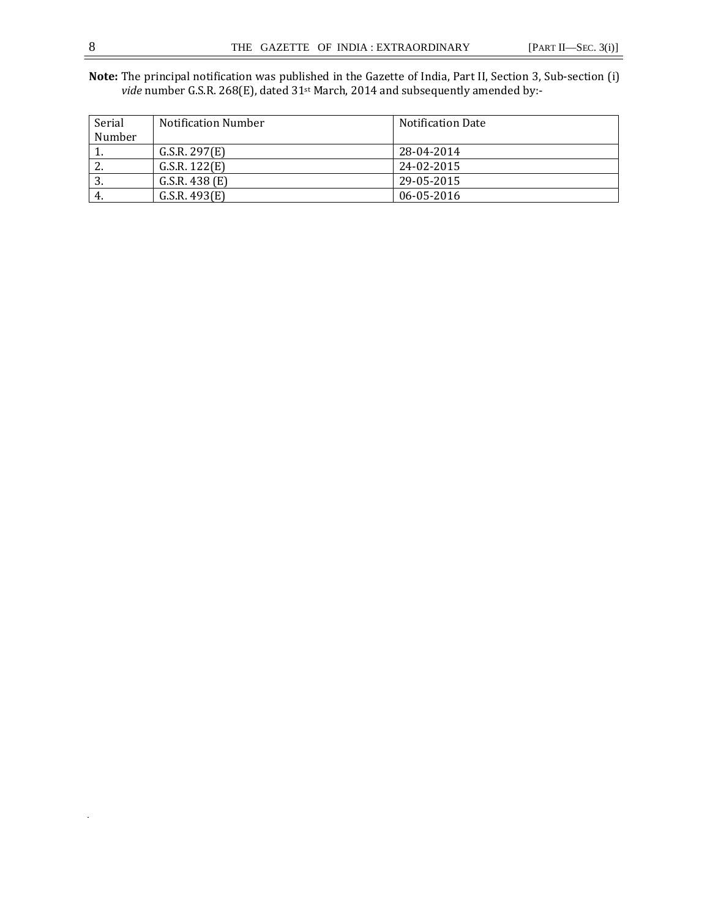**Note:** The principal notification was published in the Gazette of India, Part II, Section 3, Sub-section (i) *vide* number G.S.R. 268(E), dated 31st March, 2014 and subsequently amended by:-

| Serial Number | Notification Number | Notification Date |
|---|---|---|
| 1. | G.S.R. 297(E) | 28-04-2014 |
| 2. | G.S.R. 122(E) | 24-02-2015 |
| 3. | G.S.R. 438 (E) | 29-05-2015 |
| 4. | G.S.R. 493(E) | 06-05-2016 |